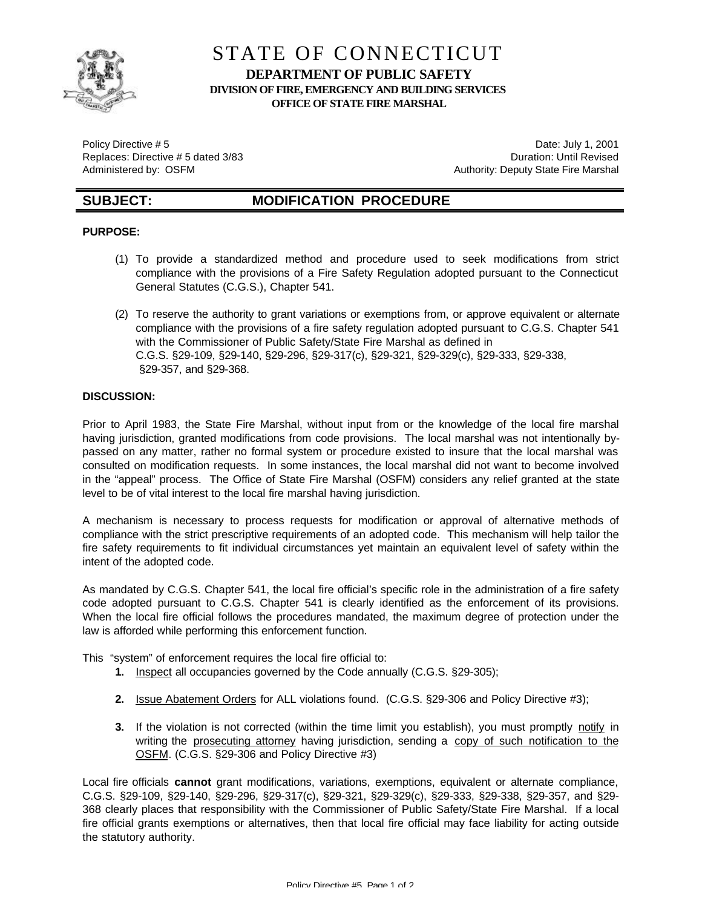# STATE OF CONNECTICUT

## DEPARTMENT OF PUBLIC SAFETY

### DIVISION OF FIRE, EMERGENCY AND BUILDING SERVICES

### OFFICE OF STATE FIRE MARSHAL

Policy Directive # 5
Replaces: Directive # 5 dated 3/83
Administered by: OSFM

Date: July 1, 2001
Duration: Until Revised
Authority: Deputy State Fire Marshal

## SUBJECT: MODIFICATION PROCEDURE

**PURPOSE:**

(1) To provide a standardized method and procedure used to seek modifications from strict compliance with the provisions of a Fire Safety Regulation adopted pursuant to the Connecticut General Statutes (C.G.S.), Chapter 541.

(2) To reserve the authority to grant variations or exemptions from, or approve equivalent or alternate compliance with the provisions of a fire safety regulation adopted pursuant to C.G.S. Chapter 541 with the Commissioner of Public Safety/State Fire Marshal as defined in C.G.S. §29-109, §29-140, §29-296, §29-317(c), §29-321, §29-329(c), §29-333, §29-338, §29-357, and §29-368.

**DISCUSSION:**

Prior to April 1983, the State Fire Marshal, without input from or the knowledge of the local fire marshal having jurisdiction, granted modifications from code provisions. The local marshal was not intentionally by-passed on any matter, rather no formal system or procedure existed to insure that the local marshal was consulted on modification requests. In some instances, the local marshal did not want to become involved in the "appeal" process. The Office of State Fire Marshal (OSFM) considers any relief granted at the state level to be of vital interest to the local fire marshal having jurisdiction.

A mechanism is necessary to process requests for modification or approval of alternative methods of compliance with the strict prescriptive requirements of an adopted code. This mechanism will help tailor the fire safety requirements to fit individual circumstances yet maintain an equivalent level of safety within the intent of the adopted code.

As mandated by C.G.S. Chapter 541, the local fire official's specific role in the administration of a fire safety code adopted pursuant to C.G.S. Chapter 541 is clearly identified as the enforcement of its provisions. When the local fire official follows the procedures mandated, the maximum degree of protection under the law is afforded while performing this enforcement function.

This "system" of enforcement requires the local fire official to:

1. Inspect all occupancies governed by the Code annually (C.G.S. §29-305);

2. Issue Abatement Orders for ALL violations found. (C.G.S. §29-306 and Policy Directive #3);

3. If the violation is not corrected (within the time limit you establish), you must promptly notify in writing the prosecuting attorney having jurisdiction, sending a copy of such notification to the OSFM. (C.G.S. §29-306 and Policy Directive #3)

Local fire officials **cannot** grant modifications, variations, exemptions, equivalent or alternate compliance, C.G.S. §29-109, §29-140, §29-296, §29-317(c), §29-321, §29-329(c), §29-333, §29-338, §29-357, and §29-368 clearly places that responsibility with the Commissioner of Public Safety/State Fire Marshal. If a local fire official grants exemptions or alternatives, then that local fire official may face liability for acting outside the statutory authority.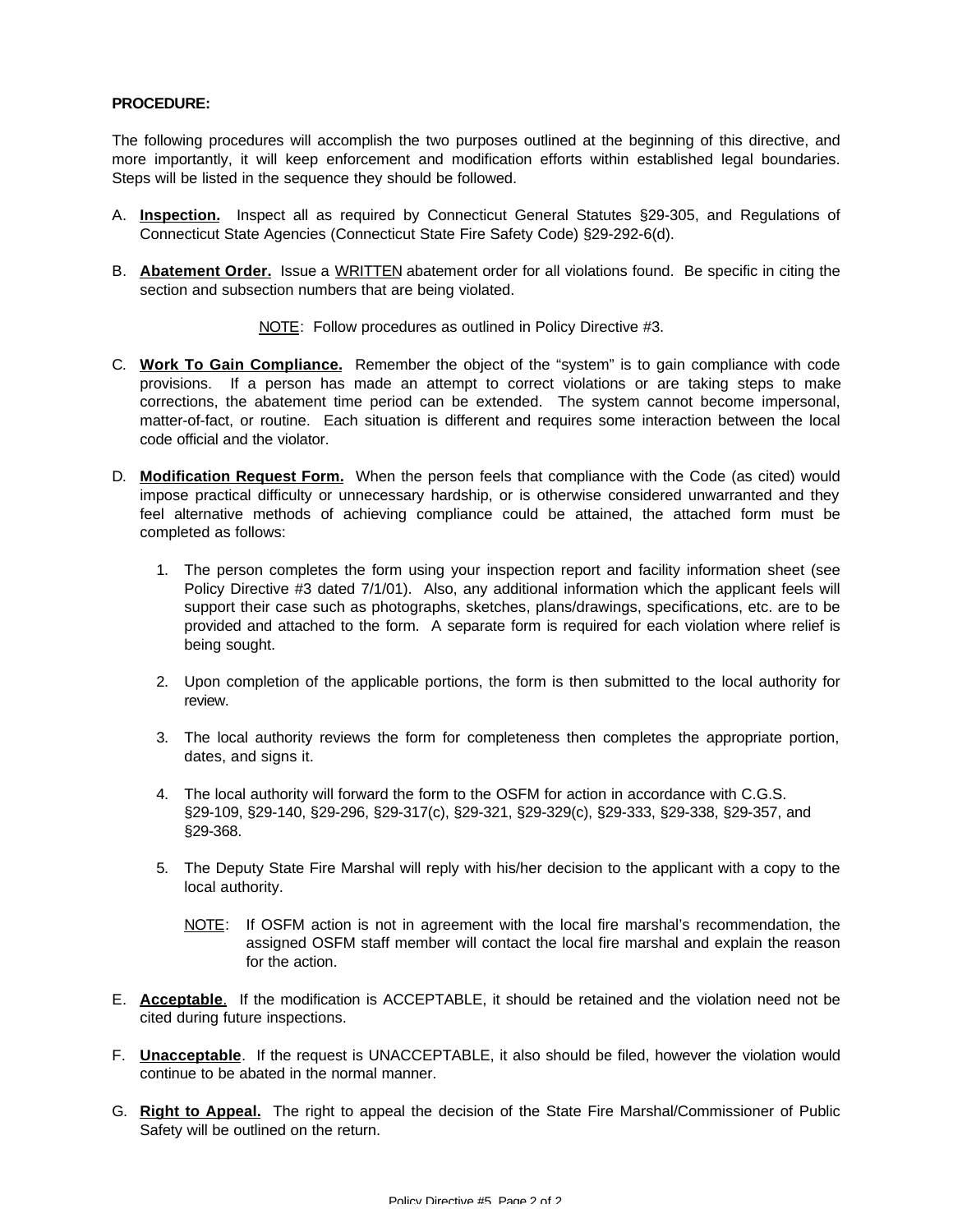**PROCEDURE:**

The following procedures will accomplish the two purposes outlined at the beginning of this directive, and more importantly, it will keep enforcement and modification efforts within established legal boundaries. Steps will be listed in the sequence they should be followed.

A. **Inspection.** Inspect all as required by Connecticut General Statutes §29-305, and Regulations of Connecticut State Agencies (Connecticut State Fire Safety Code) §29-292-6(d).

B. **Abatement Order.** Issue a WRITTEN abatement order for all violations found. Be specific in citing the section and subsection numbers that are being violated.

NOTE: Follow procedures as outlined in Policy Directive #3.

C. **Work To Gain Compliance.** Remember the object of the "system" is to gain compliance with code provisions. If a person has made an attempt to correct violations or are taking steps to make corrections, the abatement time period can be extended. The system cannot become impersonal, matter-of-fact, or routine. Each situation is different and requires some interaction between the local code official and the violator.

D. **Modification Request Form.** When the person feels that compliance with the Code (as cited) would impose practical difficulty or unnecessary hardship, or is otherwise considered unwarranted and they feel alternative methods of achieving compliance could be attained, the attached form must be completed as follows:

1. The person completes the form using your inspection report and facility information sheet (see Policy Directive #3 dated 7/1/01). Also, any additional information which the applicant feels will support their case such as photographs, sketches, plans/drawings, specifications, etc. are to be provided and attached to the form. A separate form is required for each violation where relief is being sought.

2. Upon completion of the applicable portions, the form is then submitted to the local authority for review.

3. The local authority reviews the form for completeness then completes the appropriate portion, dates, and signs it.

4. The local authority will forward the form to the OSFM for action in accordance with C.G.S. §29-109, §29-140, §29-296, §29-317(c), §29-321, §29-329(c), §29-333, §29-338, §29-357, and §29-368.

5. The Deputy State Fire Marshal will reply with his/her decision to the applicant with a copy to the local authority.

   NOTE: If OSFM action is not in agreement with the local fire marshal's recommendation, the assigned OSFM staff member will contact the local fire marshal and explain the reason for the action.

E. **Acceptable**. If the modification is ACCEPTABLE, it should be retained and the violation need not be cited during future inspections.

F. **Unacceptable**. If the request is UNACCEPTABLE, it also should be filed, however the violation would continue to be abated in the normal manner.

G. **Right to Appeal.** The right to appeal the decision of the State Fire Marshal/Commissioner of Public Safety will be outlined on the return.